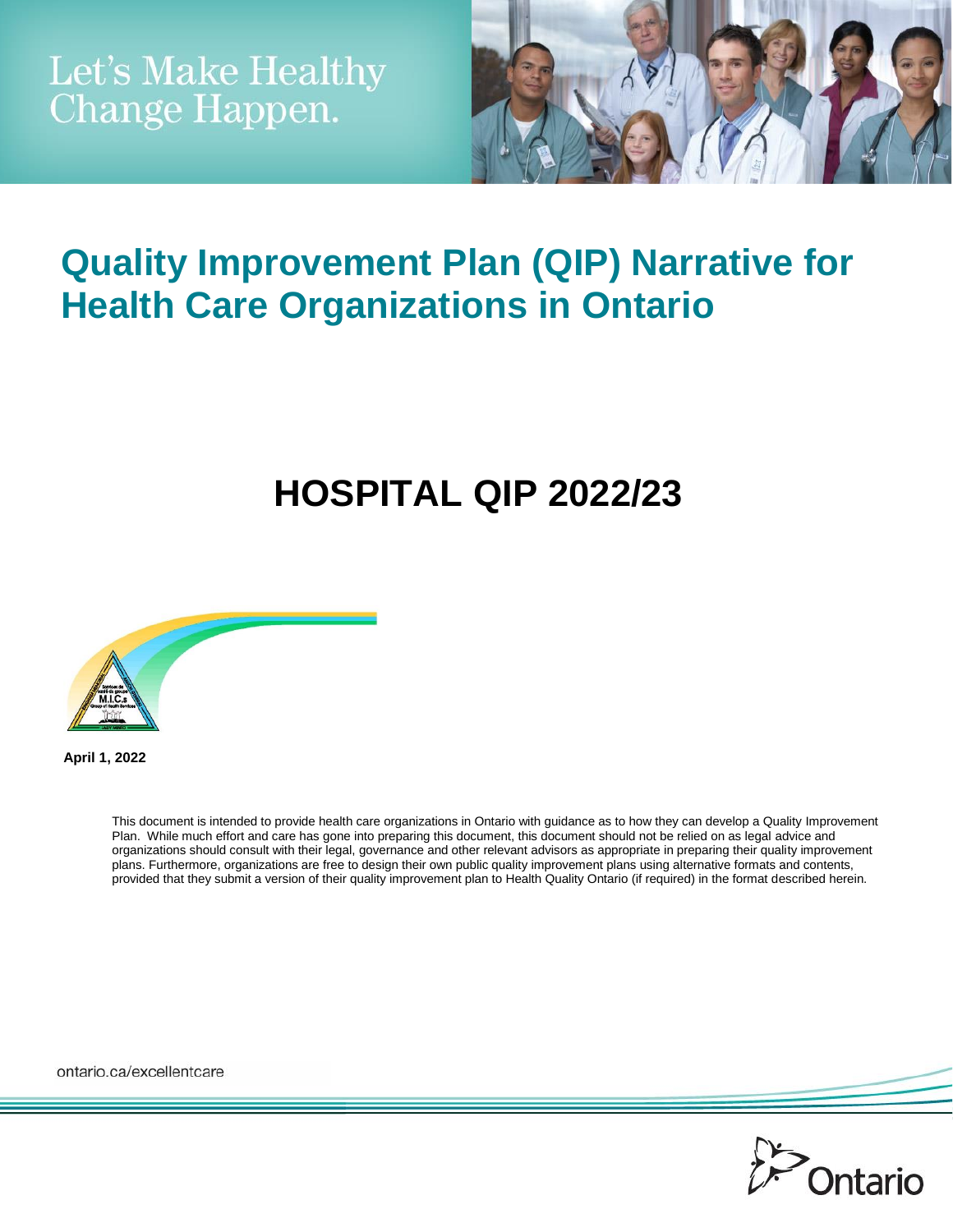Let's Make Healthy Change Happen.

# Quality Improvement Plan (QIP) Narrative for Health Care Organizations in Ontario

## HOSPITAL QIP 2022/23

**April 1, 2022**

This document is intended to provide health care organizations in Ontario with guidance as to how they can develop a Quality Improvement Plan. While much effort and care has gone into preparing this document, this document should not be relied on as legal advice and organizations should consult with their legal, governance and other relevant advisors as appropriate in preparing their quality improvement plans. Furthermore, organizations are free to design their own public quality improvement plans using alternative formats and contents, provided that they submit a version of their quality improvement plan to Health Quality Ontario (if required) in the format described herein.

ontario.ca/excellentcare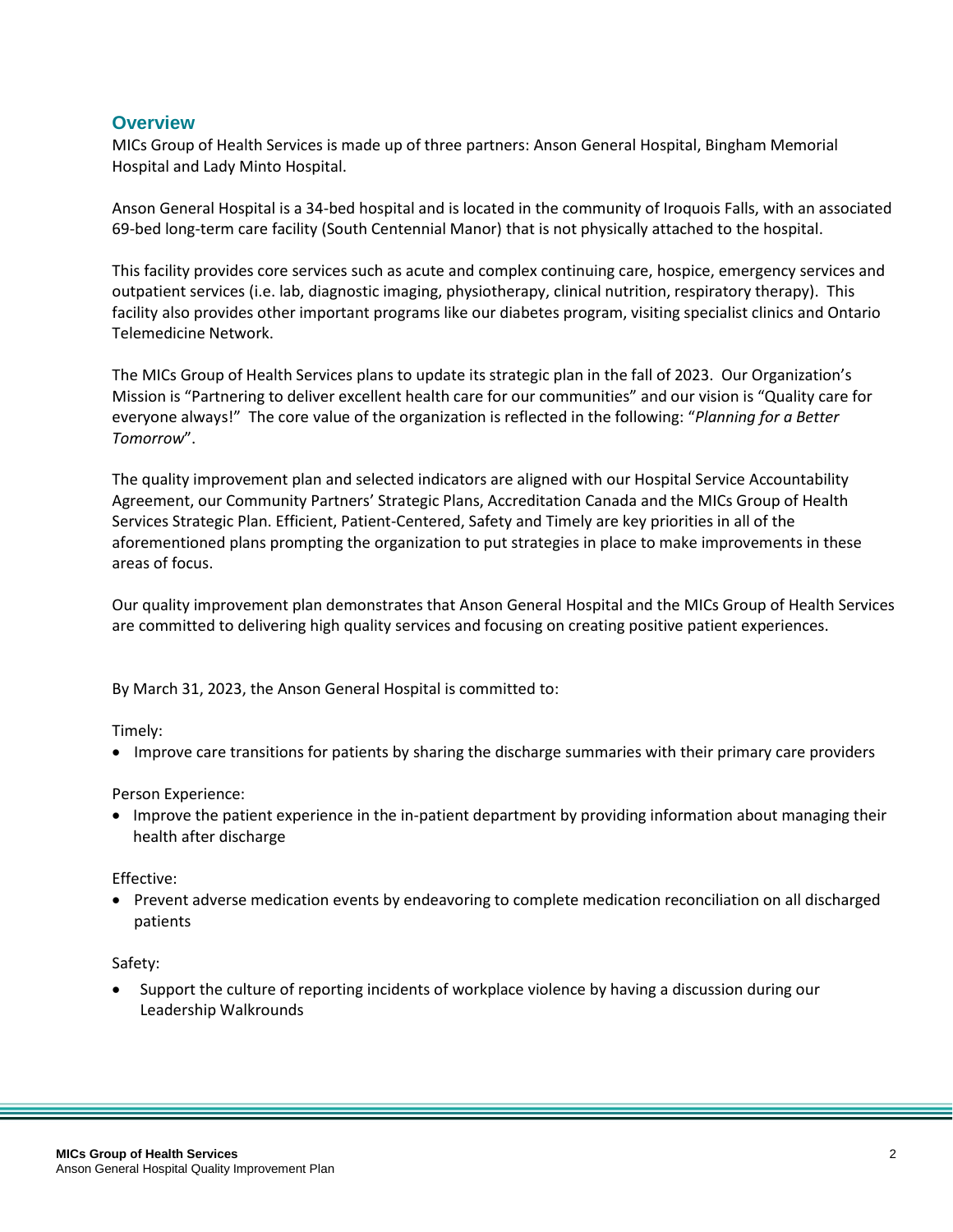## Overview

MICs Group of Health Services is made up of three partners: Anson General Hospital, Bingham Memorial Hospital and Lady Minto Hospital.

Anson General Hospital is a 34-bed hospital and is located in the community of Iroquois Falls, with an associated 69-bed long-term care facility (South Centennial Manor) that is not physically attached to the hospital.

This facility provides core services such as acute and complex continuing care, hospice, emergency services and outpatient services (i.e. lab, diagnostic imaging, physiotherapy, clinical nutrition, respiratory therapy). This facility also provides other important programs like our diabetes program, visiting specialist clinics and Ontario Telemedicine Network.

The MICs Group of Health Services plans to update its strategic plan in the fall of 2023. Our Organization's Mission is "Partnering to deliver excellent health care for our communities" and our vision is "Quality care for everyone always!" The core value of the organization is reflected in the following: "*Planning for a Better Tomorrow*".

The quality improvement plan and selected indicators are aligned with our Hospital Service Accountability Agreement, our Community Partners' Strategic Plans, Accreditation Canada and the MICs Group of Health Services Strategic Plan. Efficient, Patient-Centered, Safety and Timely are key priorities in all of the aforementioned plans prompting the organization to put strategies in place to make improvements in these areas of focus.

Our quality improvement plan demonstrates that Anson General Hospital and the MICs Group of Health Services are committed to delivering high quality services and focusing on creating positive patient experiences.

By March 31, 2023, the Anson General Hospital is committed to:

Timely:

- Improve care transitions for patients by sharing the discharge summaries with their primary care providers

Person Experience:

- Improve the patient experience in the in-patient department by providing information about managing their health after discharge

Effective:

- Prevent adverse medication events by endeavoring to complete medication reconciliation on all discharged patients

Safety:

- Support the culture of reporting incidents of workplace violence by having a discussion during our Leadership Walkrounds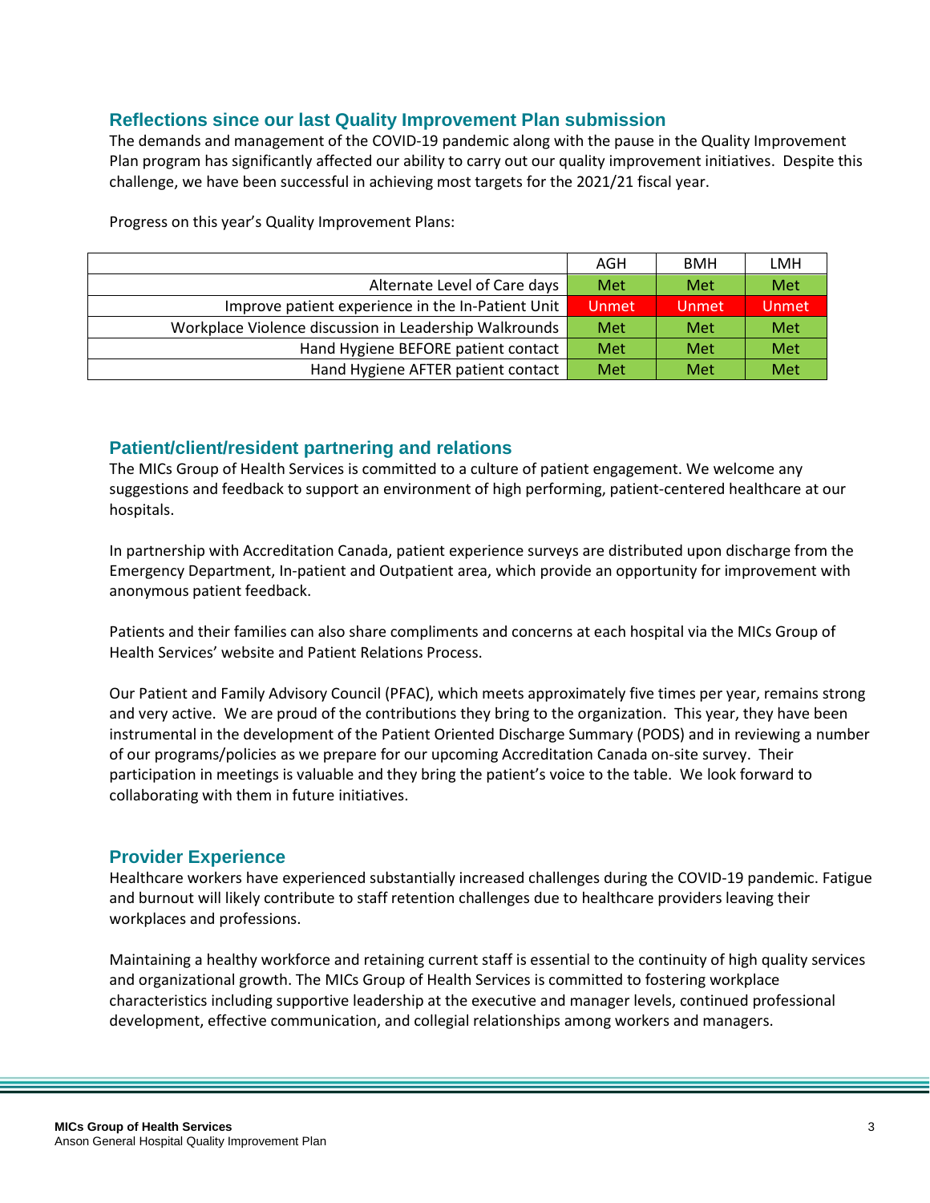## Reflections since our last Quality Improvement Plan submission

The demands and management of the COVID-19 pandemic along with the pause in the Quality Improvement Plan program has significantly affected our ability to carry out our quality improvement initiatives. Despite this challenge, we have been successful in achieving most targets for the 2021/21 fiscal year.

Progress on this year's Quality Improvement Plans:

| | AGH | BMH | LMH |
|---|---|---|---|
| Alternate Level of Care days | Met | Met | Met |
| Improve patient experience in the In-Patient Unit | Unmet | Unmet | Unmet |
| Workplace Violence discussion in Leadership Walkrounds | Met | Met | Met |
| Hand Hygiene BEFORE patient contact | Met | Met | Met |
| Hand Hygiene AFTER patient contact | Met | Met | Met |

## Patient/client/resident partnering and relations

The MICs Group of Health Services is committed to a culture of patient engagement. We welcome any suggestions and feedback to support an environment of high performing, patient-centered healthcare at our hospitals.

In partnership with Accreditation Canada, patient experience surveys are distributed upon discharge from the Emergency Department, In-patient and Outpatient area, which provide an opportunity for improvement with anonymous patient feedback.

Patients and their families can also share compliments and concerns at each hospital via the MICs Group of Health Services' website and Patient Relations Process.

Our Patient and Family Advisory Council (PFAC), which meets approximately five times per year, remains strong and very active. We are proud of the contributions they bring to the organization. This year, they have been instrumental in the development of the Patient Oriented Discharge Summary (PODS) and in reviewing a number of our programs/policies as we prepare for our upcoming Accreditation Canada on-site survey. Their participation in meetings is valuable and they bring the patient's voice to the table. We look forward to collaborating with them in future initiatives.

## Provider Experience

Healthcare workers have experienced substantially increased challenges during the COVID-19 pandemic. Fatigue and burnout will likely contribute to staff retention challenges due to healthcare providers leaving their workplaces and professions.

Maintaining a healthy workforce and retaining current staff is essential to the continuity of high quality services and organizational growth. The MICs Group of Health Services is committed to fostering workplace characteristics including supportive leadership at the executive and manager levels, continued professional development, effective communication, and collegial relationships among workers and managers.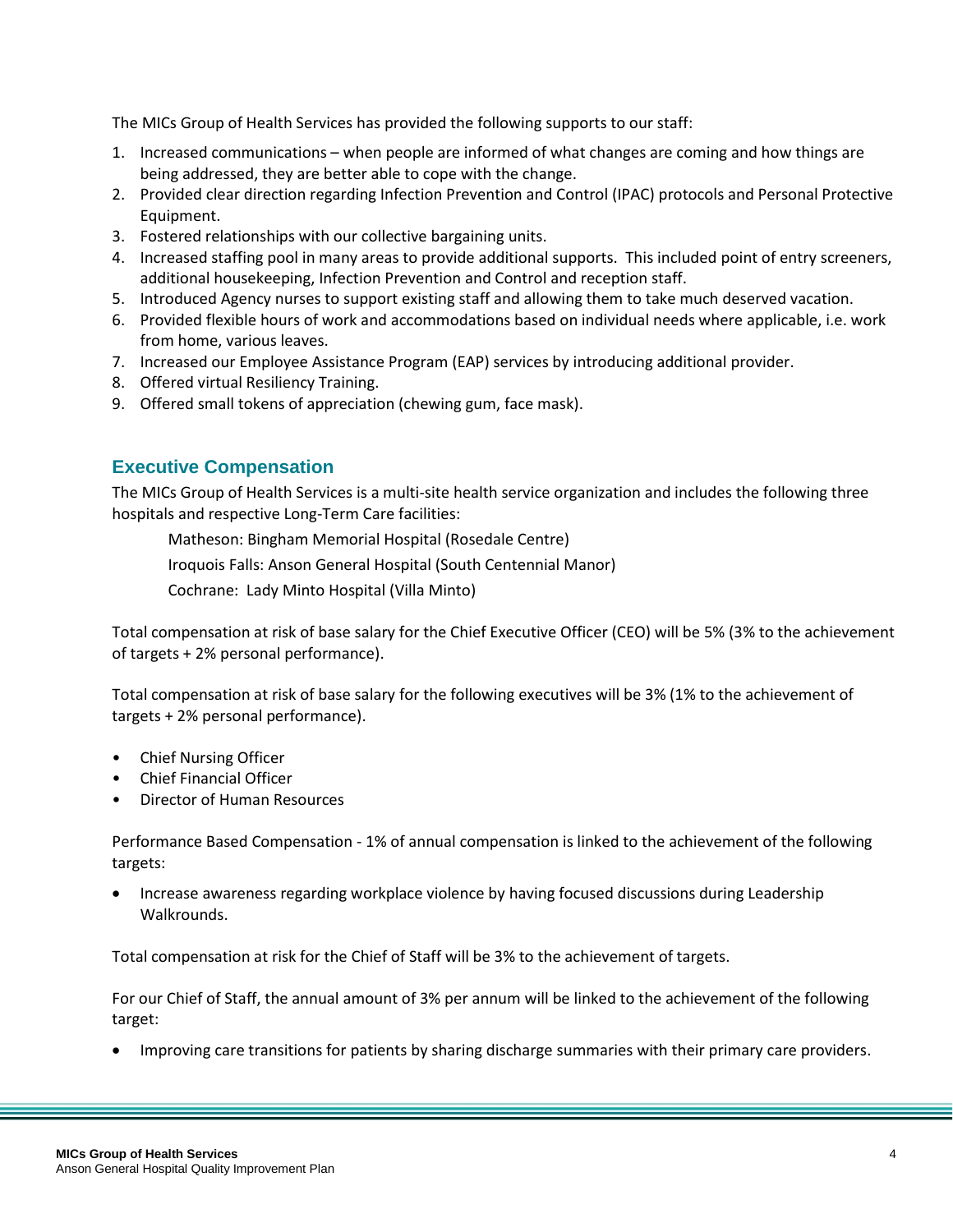The MICs Group of Health Services has provided the following supports to our staff:

1. Increased communications – when people are informed of what changes are coming and how things are being addressed, they are better able to cope with the change.
2. Provided clear direction regarding Infection Prevention and Control (IPAC) protocols and Personal Protective Equipment.
3. Fostered relationships with our collective bargaining units.
4. Increased staffing pool in many areas to provide additional supports. This included point of entry screeners, additional housekeeping, Infection Prevention and Control and reception staff.
5. Introduced Agency nurses to support existing staff and allowing them to take much deserved vacation.
6. Provided flexible hours of work and accommodations based on individual needs where applicable, i.e. work from home, various leaves.
7. Increased our Employee Assistance Program (EAP) services by introducing additional provider.
8. Offered virtual Resiliency Training.
9. Offered small tokens of appreciation (chewing gum, face mask).

## Executive Compensation

The MICs Group of Health Services is a multi-site health service organization and includes the following three hospitals and respective Long-Term Care facilities:

Matheson: Bingham Memorial Hospital (Rosedale Centre)

Iroquois Falls: Anson General Hospital (South Centennial Manor)

Cochrane: Lady Minto Hospital (Villa Minto)

Total compensation at risk of base salary for the Chief Executive Officer (CEO) will be 5% (3% to the achievement of targets + 2% personal performance).

Total compensation at risk of base salary for the following executives will be 3% (1% to the achievement of targets + 2% personal performance).

- Chief Nursing Officer
- Chief Financial Officer
- Director of Human Resources

Performance Based Compensation - 1% of annual compensation is linked to the achievement of the following targets:

- Increase awareness regarding workplace violence by having focused discussions during Leadership Walkrounds.

Total compensation at risk for the Chief of Staff will be 3% to the achievement of targets.

For our Chief of Staff, the annual amount of 3% per annum will be linked to the achievement of the following target:

- Improving care transitions for patients by sharing discharge summaries with their primary care providers.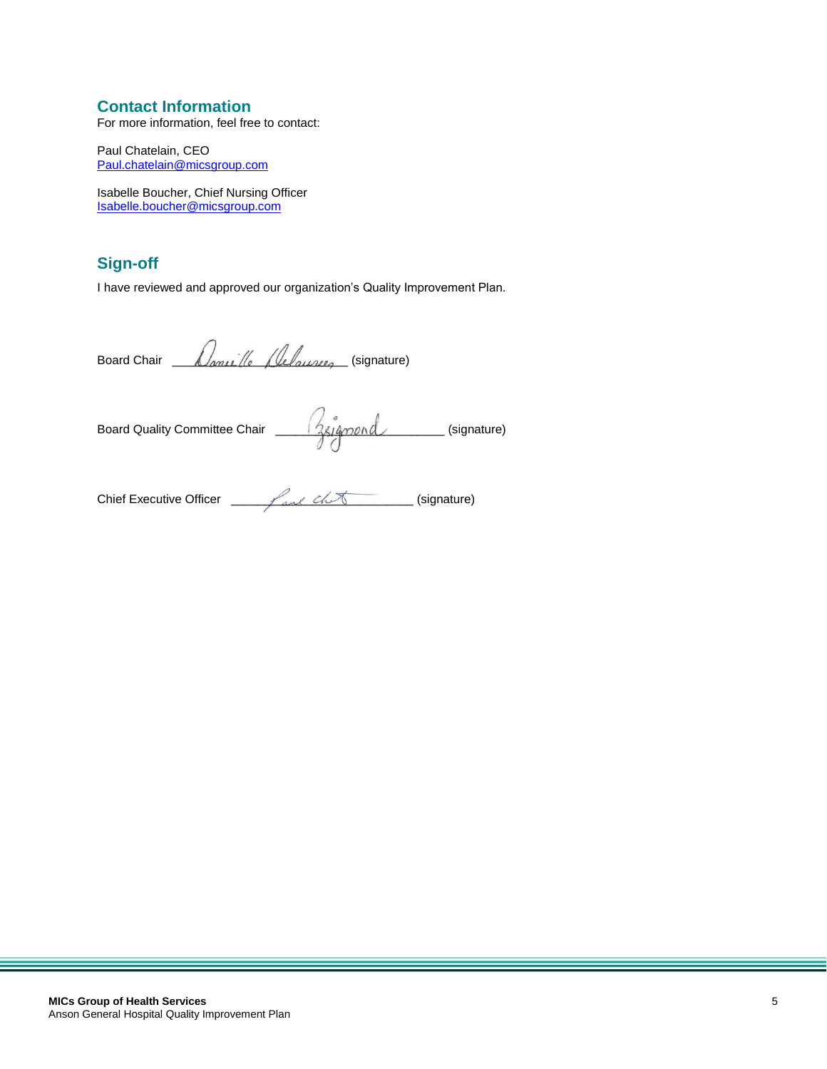## Contact Information

For more information, feel free to contact:

Paul Chatelain, CEO
Paul.chatelain@micsgroup.com

Isabelle Boucher, Chief Nursing Officer
Isabelle.boucher@micsgroup.com

## Sign-off

I have reviewed and approved our organization's Quality Improvement Plan.

Board Chair _______________ (signature)

Board Quality Committee Chair _______________ (signature)

Chief Executive Officer _______________ (signature)